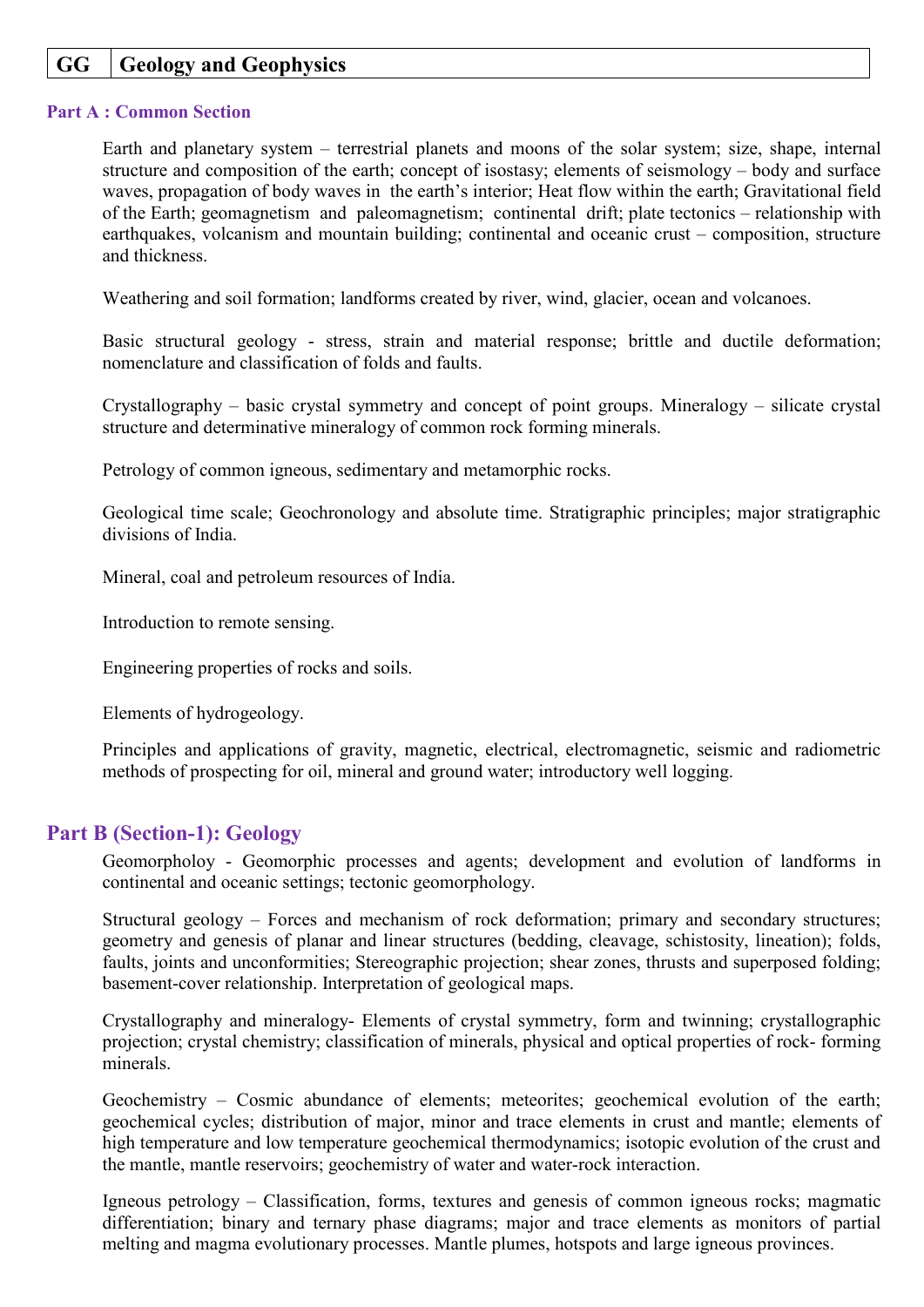| GG | Geology and Geophysics |
|---|---|

## Part A : Common Section

Earth and planetary system – terrestrial planets and moons of the solar system; size, shape, internal structure and composition of the earth; concept of isostasy; elements of seismology – body and surface waves, propagation of body waves in the earth's interior; Heat flow within the earth; Gravitational field of the Earth; geomagnetism and paleomagnetism; continental drift; plate tectonics – relationship with earthquakes, volcanism and mountain building; continental and oceanic crust – composition, structure and thickness.

Weathering and soil formation; landforms created by river, wind, glacier, ocean and volcanoes.

Basic structural geology - stress, strain and material response; brittle and ductile deformation; nomenclature and classification of folds and faults.

Crystallography – basic crystal symmetry and concept of point groups. Mineralogy – silicate crystal structure and determinative mineralogy of common rock forming minerals.

Petrology of common igneous, sedimentary and metamorphic rocks.

Geological time scale; Geochronology and absolute time. Stratigraphic principles; major stratigraphic divisions of India.

Mineral, coal and petroleum resources of India.

Introduction to remote sensing.

Engineering properties of rocks and soils.

Elements of hydrogeology.

Principles and applications of gravity, magnetic, electrical, electromagnetic, seismic and radiometric methods of prospecting for oil, mineral and ground water; introductory well logging.

## Part B (Section-1): Geology

Geomorpholoy - Geomorphic processes and agents; development and evolution of landforms in continental and oceanic settings; tectonic geomorphology.

Structural geology – Forces and mechanism of rock deformation; primary and secondary structures; geometry and genesis of planar and linear structures (bedding, cleavage, schistosity, lineation); folds, faults, joints and unconformities; Stereographic projection; shear zones, thrusts and superposed folding; basement-cover relationship. Interpretation of geological maps.

Crystallography and mineralogy- Elements of crystal symmetry, form and twinning; crystallographic projection; crystal chemistry; classification of minerals, physical and optical properties of rock- forming minerals.

Geochemistry – Cosmic abundance of elements; meteorites; geochemical evolution of the earth; geochemical cycles; distribution of major, minor and trace elements in crust and mantle; elements of high temperature and low temperature geochemical thermodynamics; isotopic evolution of the crust and the mantle, mantle reservoirs; geochemistry of water and water-rock interaction.

Igneous petrology – Classification, forms, textures and genesis of common igneous rocks; magmatic differentiation; binary and ternary phase diagrams; major and trace elements as monitors of partial melting and magma evolutionary processes. Mantle plumes, hotspots and large igneous provinces.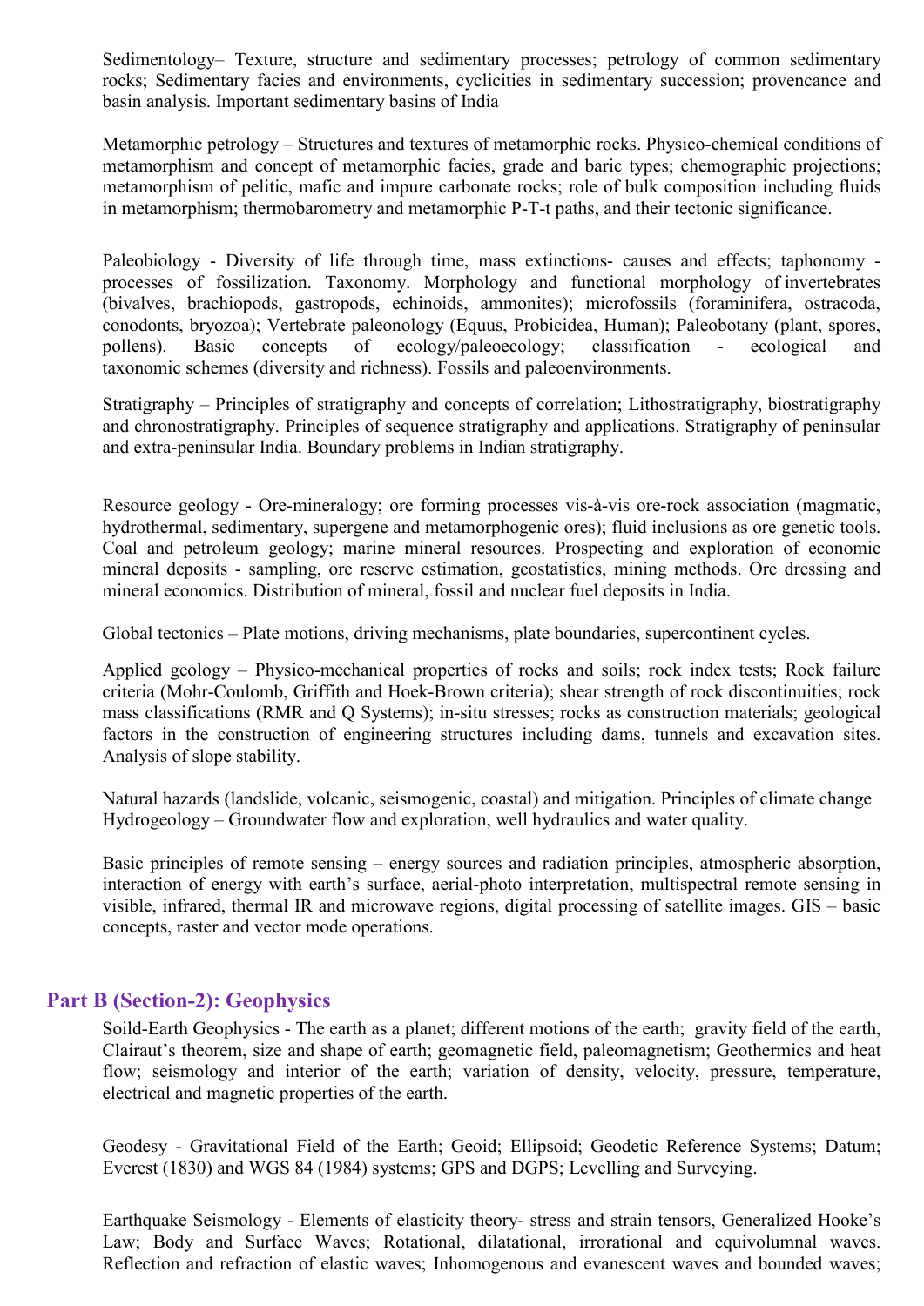Sedimentology– Texture, structure and sedimentary processes; petrology of common sedimentary rocks; Sedimentary facies and environments, cyclicities in sedimentary succession; provencance and basin analysis. Important sedimentary basins of India

Metamorphic petrology – Structures and textures of metamorphic rocks. Physico-chemical conditions of metamorphism and concept of metamorphic facies, grade and baric types; chemographic projections; metamorphism of pelitic, mafic and impure carbonate rocks; role of bulk composition including fluids in metamorphism; thermobarometry and metamorphic P-T-t paths, and their tectonic significance.

Paleobiology - Diversity of life through time, mass extinctions- causes and effects; taphonomy - processes of fossilization. Taxonomy. Morphology and functional morphology of invertebrates (bivalves, brachiopods, gastropods, echinoids, ammonites); microfossils (foraminifera, ostracoda, conodonts, bryozoa); Vertebrate paleonology (Equus, Probicidea, Human); Paleobotany (plant, spores, pollens). Basic concepts of ecology/paleoecology; classification - ecological and taxonomic schemes (diversity and richness). Fossils and paleoenvironments.

Stratigraphy – Principles of stratigraphy and concepts of correlation; Lithostratigraphy, biostratigraphy and chronostratigraphy. Principles of sequence stratigraphy and applications. Stratigraphy of peninsular and extra-peninsular India. Boundary problems in Indian stratigraphy.

Resource geology - Ore-mineralogy; ore forming processes vis-à-vis ore-rock association (magmatic, hydrothermal, sedimentary, supergene and metamorphogenic ores); fluid inclusions as ore genetic tools. Coal and petroleum geology; marine mineral resources. Prospecting and exploration of economic mineral deposits - sampling, ore reserve estimation, geostatistics, mining methods. Ore dressing and mineral economics. Distribution of mineral, fossil and nuclear fuel deposits in India.

Global tectonics – Plate motions, driving mechanisms, plate boundaries, supercontinent cycles.

Applied geology – Physico-mechanical properties of rocks and soils; rock index tests; Rock failure criteria (Mohr-Coulomb, Griffith and Hoek-Brown criteria); shear strength of rock discontinuities; rock mass classifications (RMR and Q Systems); in-situ stresses; rocks as construction materials; geological factors in the construction of engineering structures including dams, tunnels and excavation sites. Analysis of slope stability.

Natural hazards (landslide, volcanic, seismogenic, coastal) and mitigation. Principles of climate change
Hydrogeology – Groundwater flow and exploration, well hydraulics and water quality.

Basic principles of remote sensing – energy sources and radiation principles, atmospheric absorption, interaction of energy with earth's surface, aerial-photo interpretation, multispectral remote sensing in visible, infrared, thermal IR and microwave regions, digital processing of satellite images. GIS – basic concepts, raster and vector mode operations.

## Part B (Section-2): Geophysics

Soild-Earth Geophysics - The earth as a planet; different motions of the earth; gravity field of the earth, Clairaut's theorem, size and shape of earth; geomagnetic field, paleomagnetism; Geothermics and heat flow; seismology and interior of the earth; variation of density, velocity, pressure, temperature, electrical and magnetic properties of the earth.

Geodesy - Gravitational Field of the Earth; Geoid; Ellipsoid; Geodetic Reference Systems; Datum; Everest (1830) and WGS 84 (1984) systems; GPS and DGPS; Levelling and Surveying.

Earthquake Seismology - Elements of elasticity theory- stress and strain tensors, Generalized Hooke's Law; Body and Surface Waves; Rotational, dilatational, irrorational and equivolumnal waves. Reflection and refraction of elastic waves; Inhomogenous and evanescent waves and bounded waves;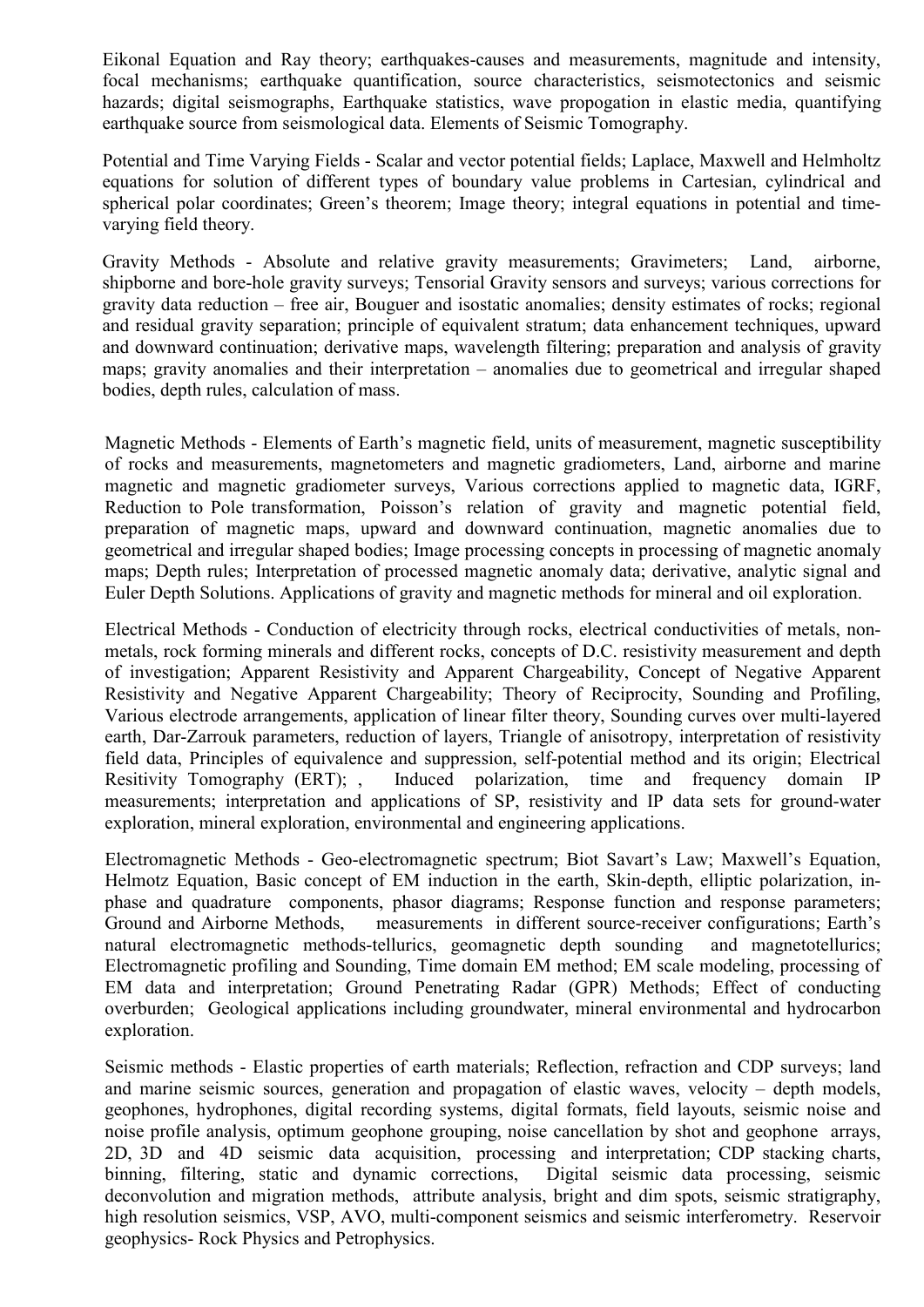Eikonal Equation and Ray theory; earthquakes-causes and measurements, magnitude and intensity, focal mechanisms; earthquake quantification, source characteristics, seismotectonics and seismic hazards; digital seismographs, Earthquake statistics, wave propogation in elastic media, quantifying earthquake source from seismological data. Elements of Seismic Tomography.

Potential and Time Varying Fields - Scalar and vector potential fields; Laplace, Maxwell and Helmholtz equations for solution of different types of boundary value problems in Cartesian, cylindrical and spherical polar coordinates; Green's theorem; Image theory; integral equations in potential and time-varying field theory.

Gravity Methods - Absolute and relative gravity measurements; Gravimeters; Land, airborne, shipborne and bore-hole gravity surveys; Tensorial Gravity sensors and surveys; various corrections for gravity data reduction – free air, Bouguer and isostatic anomalies; density estimates of rocks; regional and residual gravity separation; principle of equivalent stratum; data enhancement techniques, upward and downward continuation; derivative maps, wavelength filtering; preparation and analysis of gravity maps; gravity anomalies and their interpretation – anomalies due to geometrical and irregular shaped bodies, depth rules, calculation of mass.

Magnetic Methods - Elements of Earth's magnetic field, units of measurement, magnetic susceptibility of rocks and measurements, magnetometers and magnetic gradiometers, Land, airborne and marine magnetic and magnetic gradiometer surveys, Various corrections applied to magnetic data, IGRF, Reduction to Pole transformation, Poisson's relation of gravity and magnetic potential field, preparation of magnetic maps, upward and downward continuation, magnetic anomalies due to geometrical and irregular shaped bodies; Image processing concepts in processing of magnetic anomaly maps; Depth rules; Interpretation of processed magnetic anomaly data; derivative, analytic signal and Euler Depth Solutions. Applications of gravity and magnetic methods for mineral and oil exploration.

Electrical Methods - Conduction of electricity through rocks, electrical conductivities of metals, non-metals, rock forming minerals and different rocks, concepts of D.C. resistivity measurement and depth of investigation; Apparent Resistivity and Apparent Chargeability, Concept of Negative Apparent Resistivity and Negative Apparent Chargeability; Theory of Reciprocity, Sounding and Profiling, Various electrode arrangements, application of linear filter theory, Sounding curves over multi-layered earth, Dar-Zarrouk parameters, reduction of layers, Triangle of anisotropy, interpretation of resistivity field data, Principles of equivalence and suppression, self-potential method and its origin; Electrical Resitivity Tomography (ERT); , Induced polarization, time and frequency domain IP measurements; interpretation and applications of SP, resistivity and IP data sets for ground-water exploration, mineral exploration, environmental and engineering applications.

Electromagnetic Methods - Geo-electromagnetic spectrum; Biot Savart's Law; Maxwell's Equation, Helmotz Equation, Basic concept of EM induction in the earth, Skin-depth, elliptic polarization, in-phase and quadrature components, phasor diagrams; Response function and response parameters; Ground and Airborne Methods, measurements in different source-receiver configurations; Earth's natural electromagnetic methods-tellurics, geomagnetic depth sounding and magnetotellurics; Electromagnetic profiling and Sounding, Time domain EM method; EM scale modeling, processing of EM data and interpretation; Ground Penetrating Radar (GPR) Methods; Effect of conducting overburden; Geological applications including groundwater, mineral environmental and hydrocarbon exploration.

Seismic methods - Elastic properties of earth materials; Reflection, refraction and CDP surveys; land and marine seismic sources, generation and propagation of elastic waves, velocity – depth models, geophones, hydrophones, digital recording systems, digital formats, field layouts, seismic noise and noise profile analysis, optimum geophone grouping, noise cancellation by shot and geophone arrays, 2D, 3D and 4D seismic data acquisition, processing and interpretation; CDP stacking charts, binning, filtering, static and dynamic corrections, Digital seismic data processing, seismic deconvolution and migration methods, attribute analysis, bright and dim spots, seismic stratigraphy, high resolution seismics, VSP, AVO, multi-component seismics and seismic interferometry. Reservoir geophysics- Rock Physics and Petrophysics.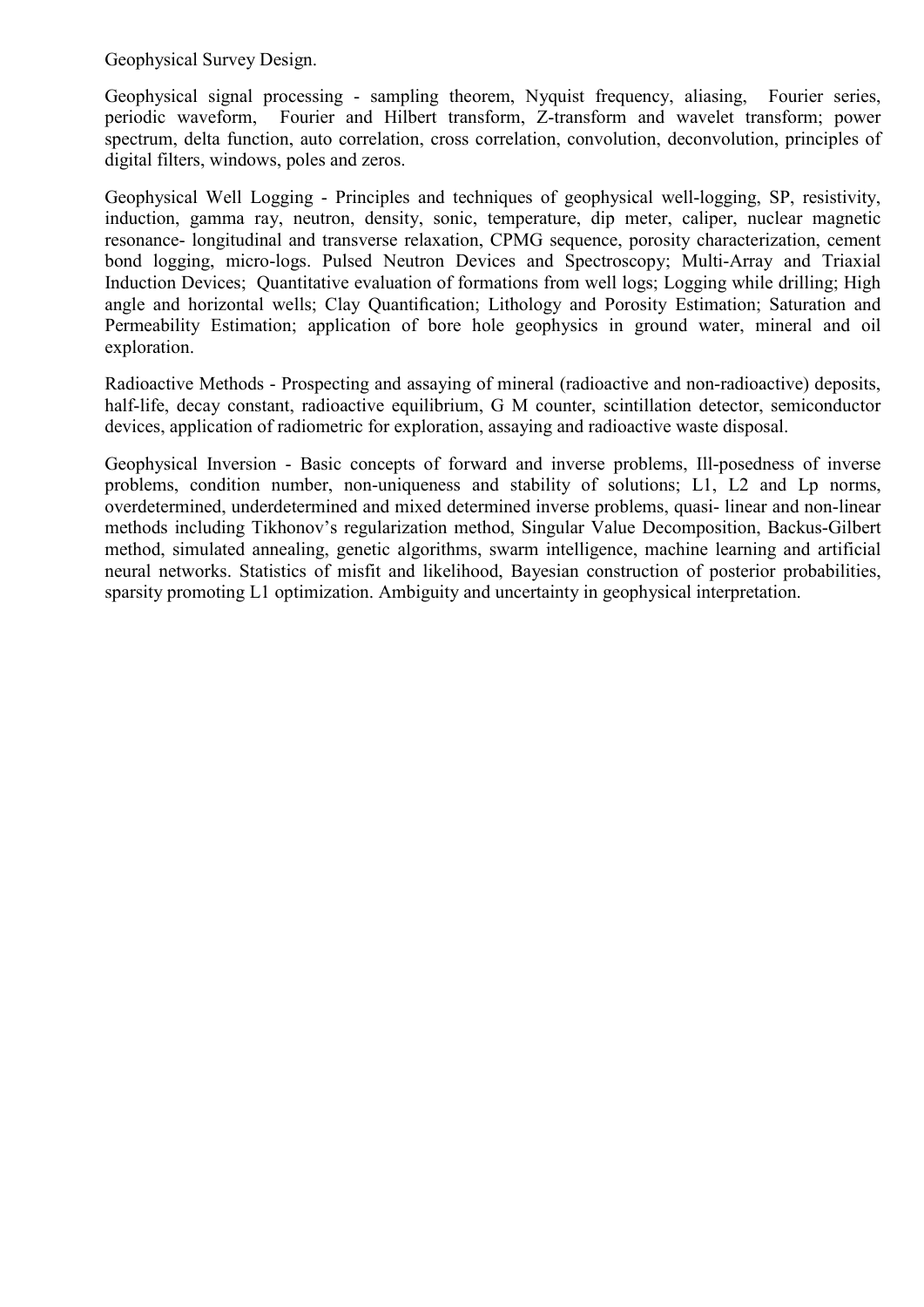Geophysical Survey Design.

Geophysical signal processing - sampling theorem, Nyquist frequency, aliasing, Fourier series, periodic waveform, Fourier and Hilbert transform, Z-transform and wavelet transform; power spectrum, delta function, auto correlation, cross correlation, convolution, deconvolution, principles of digital filters, windows, poles and zeros.

Geophysical Well Logging - Principles and techniques of geophysical well-logging, SP, resistivity, induction, gamma ray, neutron, density, sonic, temperature, dip meter, caliper, nuclear magnetic resonance- longitudinal and transverse relaxation, CPMG sequence, porosity characterization, cement bond logging, micro-logs. Pulsed Neutron Devices and Spectroscopy; Multi-Array and Triaxial Induction Devices; Quantitative evaluation of formations from well logs; Logging while drilling; High angle and horizontal wells; Clay Quantification; Lithology and Porosity Estimation; Saturation and Permeability Estimation; application of bore hole geophysics in ground water, mineral and oil exploration.

Radioactive Methods - Prospecting and assaying of mineral (radioactive and non-radioactive) deposits, half-life, decay constant, radioactive equilibrium, G M counter, scintillation detector, semiconductor devices, application of radiometric for exploration, assaying and radioactive waste disposal.

Geophysical Inversion - Basic concepts of forward and inverse problems, Ill-posedness of inverse problems, condition number, non-uniqueness and stability of solutions; L1, L2 and Lp norms, overdetermined, underdetermined and mixed determined inverse problems, quasi- linear and non-linear methods including Tikhonov's regularization method, Singular Value Decomposition, Backus-Gilbert method, simulated annealing, genetic algorithms, swarm intelligence, machine learning and artificial neural networks. Statistics of misfit and likelihood, Bayesian construction of posterior probabilities, sparsity promoting L1 optimization. Ambiguity and uncertainty in geophysical interpretation.